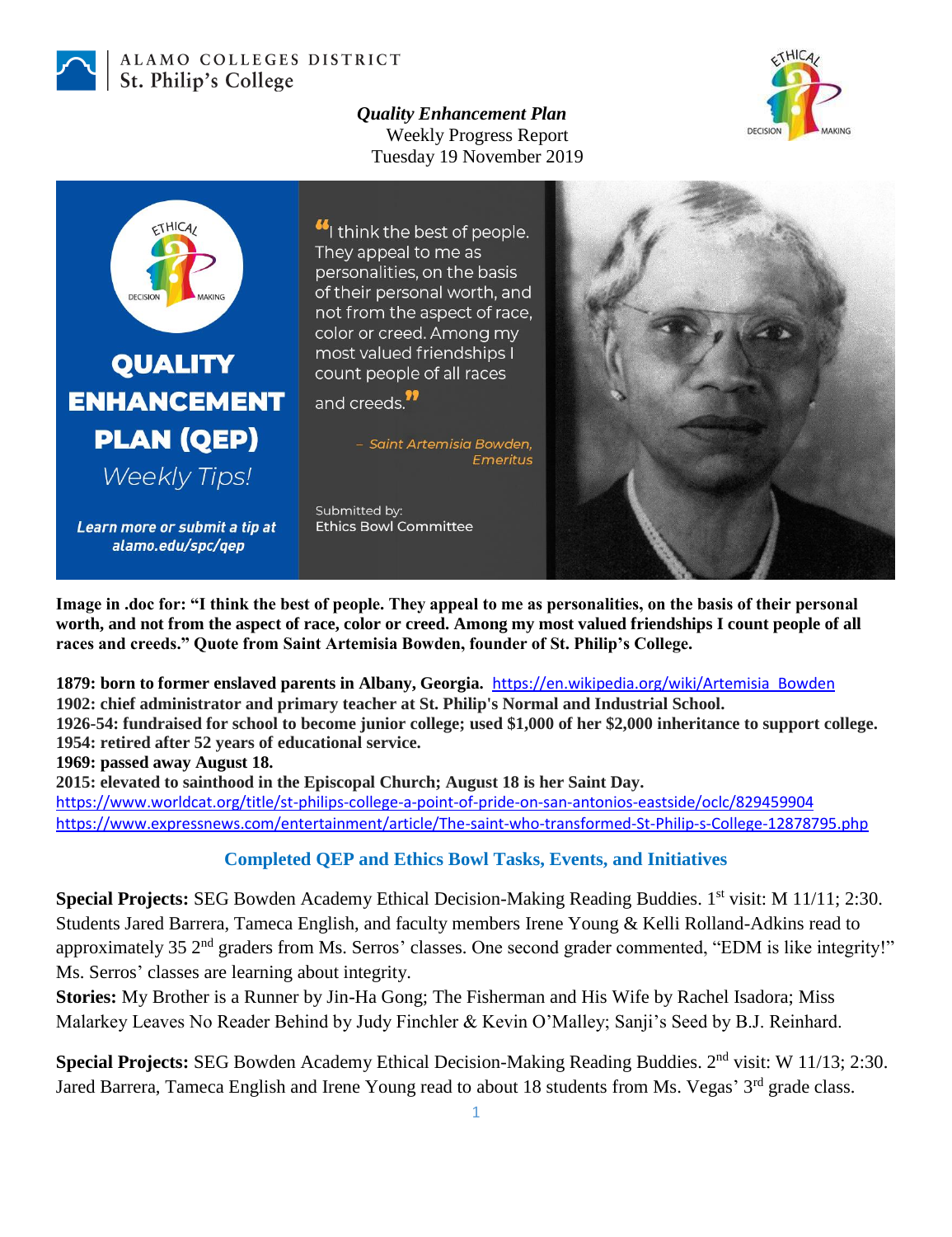ALAMO COLLEGES DISTRICT
St. Philip's College

***Quality Enhancement Plan***
Weekly Progress Report
Tuesday 19 November 2019

**QUALITY ENHANCEMENT PLAN (QEP)**
*Weekly Tips!*

***Learn more or submit a tip at alamo.edu/spc/qep***

"I think the best of people. They appeal to me as personalities, on the basis of their personal worth, and not from the aspect of race, color or creed. Among my most valued friendships I count people of all races and creeds."

*– Saint Artemisia Bowden, Emeritus*

Submitted by:
Ethics Bowl Committee

**Image in .doc for: "I think the best of people. They appeal to me as personalities, on the basis of their personal worth, and not from the aspect of race, color or creed. Among my most valued friendships I count people of all races and creeds." Quote from Saint Artemisia Bowden, founder of St. Philip's College.**

**1879: born to former enslaved parents in Albany, Georgia.** https://en.wikipedia.org/wiki/Artemisia_Bowden
**1902: chief administrator and primary teacher at St. Philip's Normal and Industrial School.**
**1926-54: fundraised for school to become junior college; used $1,000 of her $2,000 inheritance to support college.**
**1954: retired after 52 years of educational service.**
**1969: passed away August 18.**
**2015: elevated to sainthood in the Episcopal Church; August 18 is her Saint Day.**
https://www.worldcat.org/title/st-philips-college-a-point-of-pride-on-san-antonios-eastside/oclc/829459904
https://www.expressnews.com/entertainment/article/The-saint-who-transformed-St-Philip-s-College-12878795.php

## Completed QEP and Ethics Bowl Tasks, Events, and Initiatives

**Special Projects:** SEG Bowden Academy Ethical Decision-Making Reading Buddies. 1st visit: M 11/11; 2:30. Students Jared Barrera, Tameca English, and faculty members Irene Young & Kelli Rolland-Adkins read to approximately 35 2nd graders from Ms. Serros' classes. One second grader commented, "EDM is like integrity!" Ms. Serros' classes are learning about integrity.

**Stories:** My Brother is a Runner by Jin-Ha Gong; The Fisherman and His Wife by Rachel Isadora; Miss Malarkey Leaves No Reader Behind by Judy Finchler & Kevin O'Malley; Sanji's Seed by B.J. Reinhard.

**Special Projects:** SEG Bowden Academy Ethical Decision-Making Reading Buddies. 2nd visit: W 11/13; 2:30. Jared Barrera, Tameca English and Irene Young read to about 18 students from Ms. Vegas' 3rd grade class.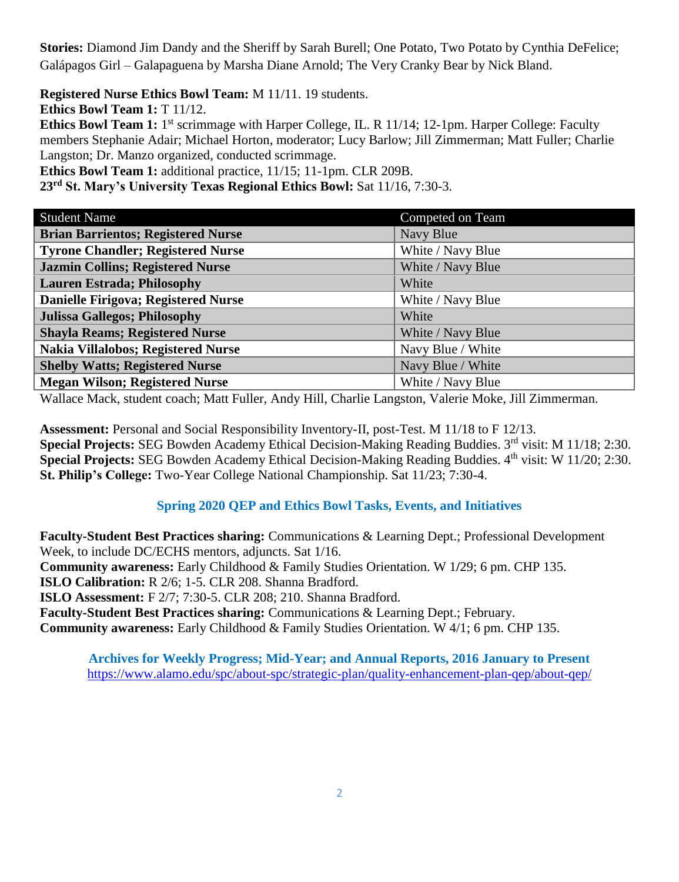**Stories:** Diamond Jim Dandy and the Sheriff by Sarah Burell; One Potato, Two Potato by Cynthia DeFelice; Galápagos Girl – Galapaguena by Marsha Diane Arnold; The Very Cranky Bear by Nick Bland.

**Registered Nurse Ethics Bowl Team:** M 11/11. 19 students.
**Ethics Bowl Team 1:** T 11/12.
**Ethics Bowl Team 1:** 1st scrimmage with Harper College, IL. R 11/14; 12-1pm. Harper College: Faculty members Stephanie Adair; Michael Horton, moderator; Lucy Barlow; Jill Zimmerman; Matt Fuller; Charlie Langston; Dr. Manzo organized, conducted scrimmage.
**Ethics Bowl Team 1:** additional practice, 11/15; 11-1pm. CLR 209B.
**23rd St. Mary's University Texas Regional Ethics Bowl:** Sat 11/16, 7:30-3.

| Student Name | Competed on Team |
|---|---|
| **Brian Barrientos; Registered Nurse** | Navy Blue |
| **Tyrone Chandler; Registered Nurse** | White / Navy Blue |
| **Jazmin Collins; Registered Nurse** | White / Navy Blue |
| **Lauren Estrada; Philosophy** | White |
| **Danielle Firigova; Registered Nurse** | White / Navy Blue |
| **Julissa Gallegos; Philosophy** | White |
| **Shayla Reams; Registered Nurse** | White / Navy Blue |
| **Nakia Villalobos; Registered Nurse** | Navy Blue / White |
| **Shelby Watts; Registered Nurse** | Navy Blue / White |
| **Megan Wilson; Registered Nurse** | White / Navy Blue |

Wallace Mack, student coach; Matt Fuller, Andy Hill, Charlie Langston, Valerie Moke, Jill Zimmerman.

**Assessment:** Personal and Social Responsibility Inventory-II, post-Test. M 11/18 to F 12/13.
**Special Projects:** SEG Bowden Academy Ethical Decision-Making Reading Buddies. 3rd visit: M 11/18; 2:30.
**Special Projects:** SEG Bowden Academy Ethical Decision-Making Reading Buddies. 4th visit: W 11/20; 2:30.
**St. Philip's College:** Two-Year College National Championship. Sat 11/23; 7:30-4.

## Spring 2020 QEP and Ethics Bowl Tasks, Events, and Initiatives

**Faculty-Student Best Practices sharing:** Communications & Learning Dept.; Professional Development Week, to include DC/ECHS mentors, adjuncts. Sat 1/16.
**Community awareness:** Early Childhood & Family Studies Orientation. W 1/29; 6 pm. CHP 135.
**ISLO Calibration:** R 2/6; 1-5. CLR 208. Shanna Bradford.
**ISLO Assessment:** F 2/7; 7:30-5. CLR 208; 210. Shanna Bradford.
**Faculty-Student Best Practices sharing:** Communications & Learning Dept.; February.
**Community awareness:** Early Childhood & Family Studies Orientation. W 4/1; 6 pm. CHP 135.

**Archives for Weekly Progress; Mid-Year; and Annual Reports, 2016 January to Present**
https://www.alamo.edu/spc/about-spc/strategic-plan/quality-enhancement-plan-qep/about-qep/